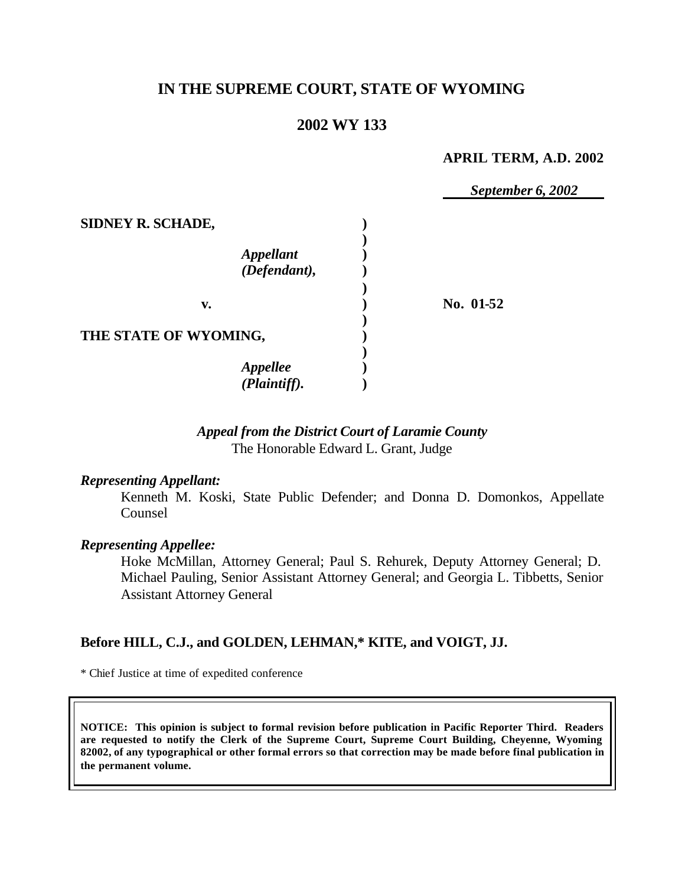# IN THE SUPREME COURT, STATE OF WYOMING

## 2002 WY 133

**APRIL TERM, A.D. 2002**

***September 6, 2002***

| | | |
|---|---|---|
| **SIDNEY R. SCHADE,** | | |
| ***Appellant (Defendant),*** | | |
| **v.** | | **No. 01-52** |
| **THE STATE OF WYOMING,** | | |
| ***Appellee (Plaintiff).*** | | |

***Appeal from the District Court of Laramie County***
The Honorable Edward L. Grant, Judge

***Representing Appellant:***

Kenneth M. Koski, State Public Defender; and Donna D. Domonkos, Appellate Counsel

***Representing Appellee:***

Hoke McMillan, Attorney General; Paul S. Rehurek, Deputy Attorney General; D. Michael Pauling, Senior Assistant Attorney General; and Georgia L. Tibbetts, Senior Assistant Attorney General

**Before HILL, C.J., and GOLDEN, LEHMAN,* KITE, and VOIGT, JJ.**

\* Chief Justice at time of expedited conference

**NOTICE: This opinion is subject to formal revision before publication in Pacific Reporter Third. Readers are requested to notify the Clerk of the Supreme Court, Supreme Court Building, Cheyenne, Wyoming 82002, of any typographical or other formal errors so that correction may be made before final publication in the permanent volume.**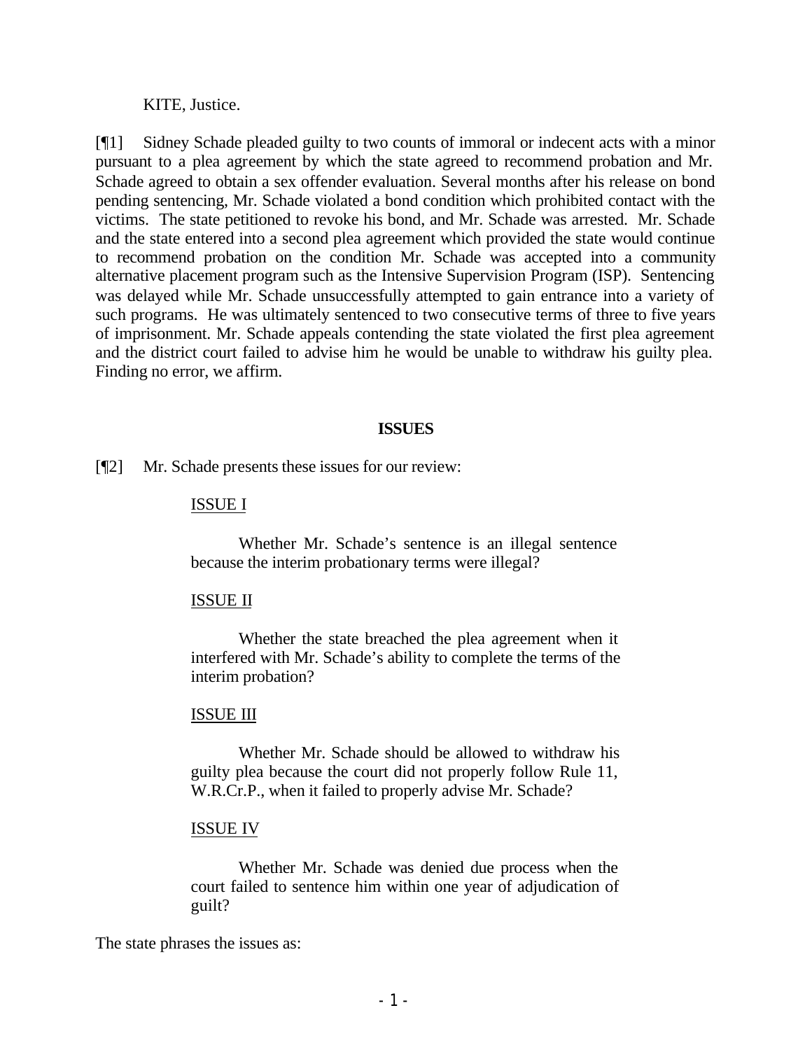KITE, Justice.

[¶1] Sidney Schade pleaded guilty to two counts of immoral or indecent acts with a minor pursuant to a plea agreement by which the state agreed to recommend probation and Mr. Schade agreed to obtain a sex offender evaluation. Several months after his release on bond pending sentencing, Mr. Schade violated a bond condition which prohibited contact with the victims. The state petitioned to revoke his bond, and Mr. Schade was arrested. Mr. Schade and the state entered into a second plea agreement which provided the state would continue to recommend probation on the condition Mr. Schade was accepted into a community alternative placement program such as the Intensive Supervision Program (ISP). Sentencing was delayed while Mr. Schade unsuccessfully attempted to gain entrance into a variety of such programs. He was ultimately sentenced to two consecutive terms of three to five years of imprisonment. Mr. Schade appeals contending the state violated the first plea agreement and the district court failed to advise him he would be unable to withdraw his guilty plea. Finding no error, we affirm.

## ISSUES

[¶2] Mr. Schade presents these issues for our review:

<u>ISSUE I</u>

> Whether Mr. Schade's sentence is an illegal sentence because the interim probationary terms were illegal?

<u>ISSUE II</u>

> Whether the state breached the plea agreement when it interfered with Mr. Schade's ability to complete the terms of the interim probation?

<u>ISSUE III</u>

> Whether Mr. Schade should be allowed to withdraw his guilty plea because the court did not properly follow Rule 11, W.R.Cr.P., when it failed to properly advise Mr. Schade?

<u>ISSUE IV</u>

> Whether Mr. Schade was denied due process when the court failed to sentence him within one year of adjudication of guilt?

The state phrases the issues as: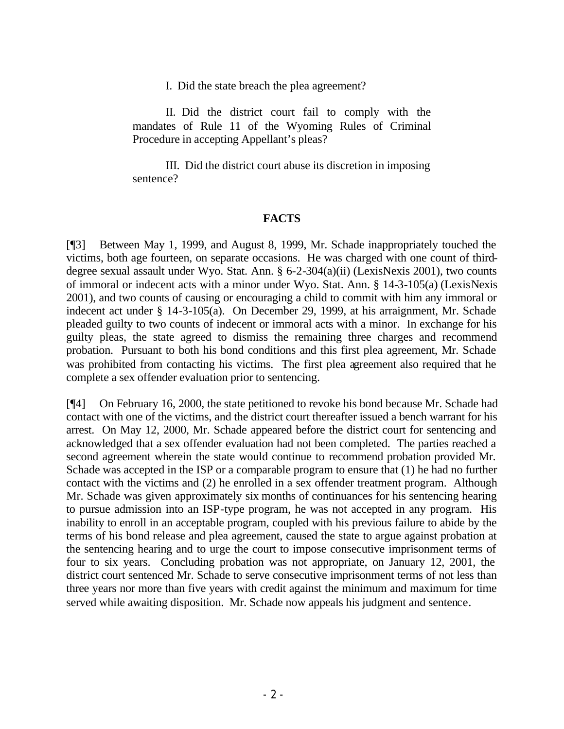I. Did the state breach the plea agreement?

II. Did the district court fail to comply with the mandates of Rule 11 of the Wyoming Rules of Criminal Procedure in accepting Appellant's pleas?

III. Did the district court abuse its discretion in imposing sentence?

## FACTS

[¶3] Between May 1, 1999, and August 8, 1999, Mr. Schade inappropriately touched the victims, both age fourteen, on separate occasions. He was charged with one count of third-degree sexual assault under Wyo. Stat. Ann. § 6-2-304(a)(ii) (LexisNexis 2001), two counts of immoral or indecent acts with a minor under Wyo. Stat. Ann. § 14-3-105(a) (LexisNexis 2001), and two counts of causing or encouraging a child to commit with him any immoral or indecent act under § 14-3-105(a). On December 29, 1999, at his arraignment, Mr. Schade pleaded guilty to two counts of indecent or immoral acts with a minor. In exchange for his guilty pleas, the state agreed to dismiss the remaining three charges and recommend probation. Pursuant to both his bond conditions and this first plea agreement, Mr. Schade was prohibited from contacting his victims. The first plea agreement also required that he complete a sex offender evaluation prior to sentencing.

[¶4] On February 16, 2000, the state petitioned to revoke his bond because Mr. Schade had contact with one of the victims, and the district court thereafter issued a bench warrant for his arrest. On May 12, 2000, Mr. Schade appeared before the district court for sentencing and acknowledged that a sex offender evaluation had not been completed. The parties reached a second agreement wherein the state would continue to recommend probation provided Mr. Schade was accepted in the ISP or a comparable program to ensure that (1) he had no further contact with the victims and (2) he enrolled in a sex offender treatment program. Although Mr. Schade was given approximately six months of continuances for his sentencing hearing to pursue admission into an ISP-type program, he was not accepted in any program. His inability to enroll in an acceptable program, coupled with his previous failure to abide by the terms of his bond release and plea agreement, caused the state to argue against probation at the sentencing hearing and to urge the court to impose consecutive imprisonment terms of four to six years. Concluding probation was not appropriate, on January 12, 2001, the district court sentenced Mr. Schade to serve consecutive imprisonment terms of not less than three years nor more than five years with credit against the minimum and maximum for time served while awaiting disposition. Mr. Schade now appeals his judgment and sentence.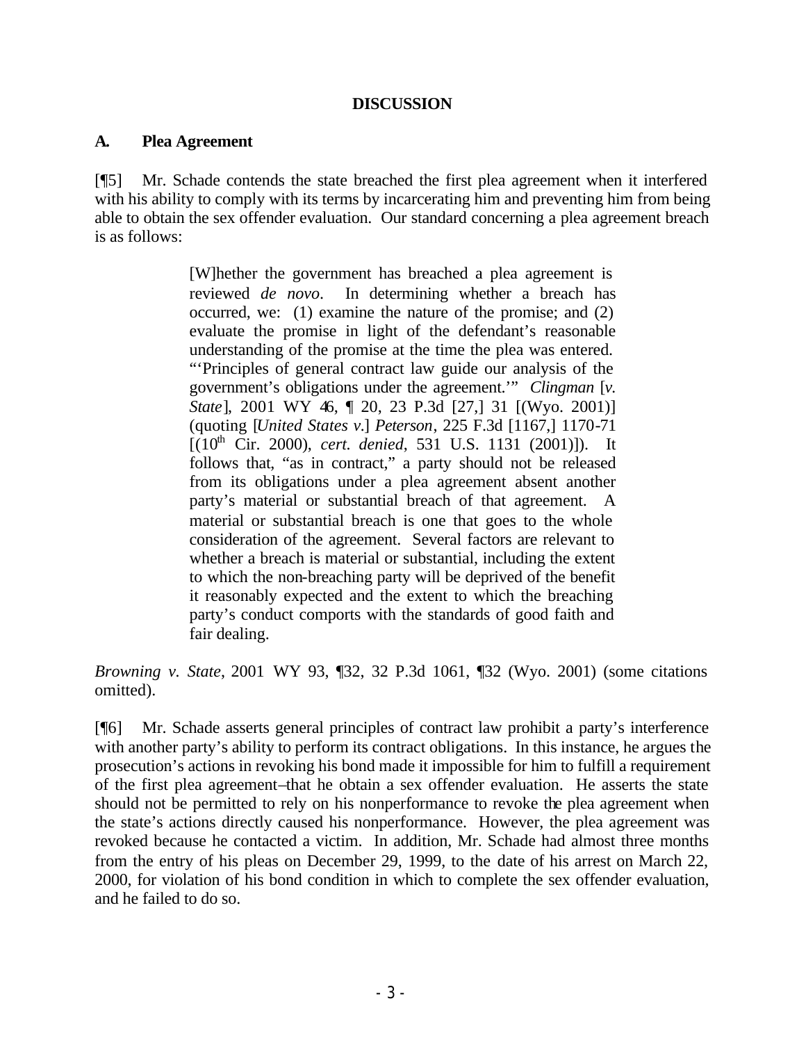**DISCUSSION**

**A. Plea Agreement**

[¶5] Mr. Schade contends the state breached the first plea agreement when it interfered with his ability to comply with its terms by incarcerating him and preventing him from being able to obtain the sex offender evaluation. Our standard concerning a plea agreement breach is as follows:

> [W]hether the government has breached a plea agreement is reviewed *de novo*. In determining whether a breach has occurred, we: (1) examine the nature of the promise; and (2) evaluate the promise in light of the defendant's reasonable understanding of the promise at the time the plea was entered. "'Principles of general contract law guide our analysis of the government's obligations under the agreement.'" *Clingman* [*v. State*], 2001 WY 46, ¶ 20, 23 P.3d [27,] 31 [(Wyo. 2001)] (quoting [*United States v.*] *Peterson*, 225 F.3d [1167,] 1170-71 [(10th Cir. 2000), *cert. denied*, 531 U.S. 1131 (2001)]). It follows that, "as in contract," a party should not be released from its obligations under a plea agreement absent another party's material or substantial breach of that agreement. A material or substantial breach is one that goes to the whole consideration of the agreement. Several factors are relevant to whether a breach is material or substantial, including the extent to which the non-breaching party will be deprived of the benefit it reasonably expected and the extent to which the breaching party's conduct comports with the standards of good faith and fair dealing.

*Browning v. State*, 2001 WY 93, ¶32, 32 P.3d 1061, ¶32 (Wyo. 2001) (some citations omitted).

[¶6] Mr. Schade asserts general principles of contract law prohibit a party's interference with another party's ability to perform its contract obligations. In this instance, he argues the prosecution's actions in revoking his bond made it impossible for him to fulfill a requirement of the first plea agreement–that he obtain a sex offender evaluation. He asserts the state should not be permitted to rely on his nonperformance to revoke the plea agreement when the state's actions directly caused his nonperformance. However, the plea agreement was revoked because he contacted a victim. In addition, Mr. Schade had almost three months from the entry of his pleas on December 29, 1999, to the date of his arrest on March 22, 2000, for violation of his bond condition in which to complete the sex offender evaluation, and he failed to do so.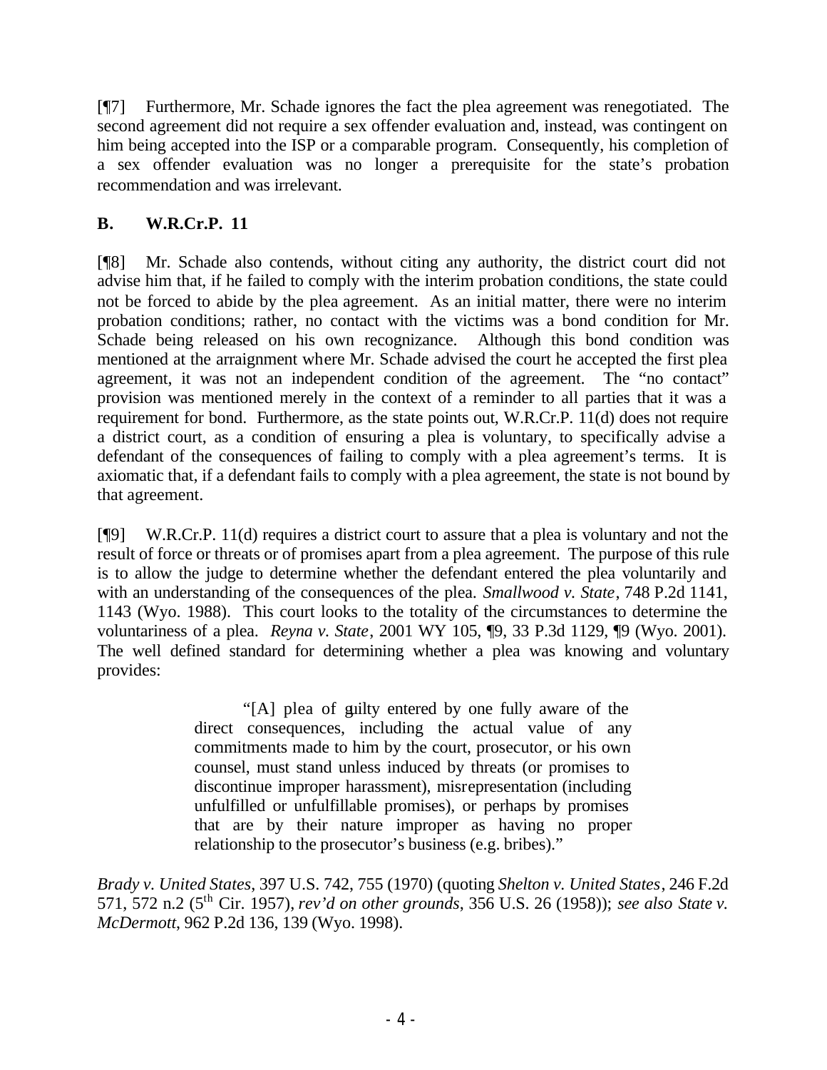[¶7] Furthermore, Mr. Schade ignores the fact the plea agreement was renegotiated. The second agreement did not require a sex offender evaluation and, instead, was contingent on him being accepted into the ISP or a comparable program. Consequently, his completion of a sex offender evaluation was no longer a prerequisite for the state's probation recommendation and was irrelevant.

### B. W.R.Cr.P. 11

[¶8] Mr. Schade also contends, without citing any authority, the district court did not advise him that, if he failed to comply with the interim probation conditions, the state could not be forced to abide by the plea agreement. As an initial matter, there were no interim probation conditions; rather, no contact with the victims was a bond condition for Mr. Schade being released on his own recognizance. Although this bond condition was mentioned at the arraignment where Mr. Schade advised the court he accepted the first plea agreement, it was not an independent condition of the agreement. The "no contact" provision was mentioned merely in the context of a reminder to all parties that it was a requirement for bond. Furthermore, as the state points out, W.R.Cr.P. 11(d) does not require a district court, as a condition of ensuring a plea is voluntary, to specifically advise a defendant of the consequences of failing to comply with a plea agreement's terms. It is axiomatic that, if a defendant fails to comply with a plea agreement, the state is not bound by that agreement.

[¶9] W.R.Cr.P. 11(d) requires a district court to assure that a plea is voluntary and not the result of force or threats or of promises apart from a plea agreement. The purpose of this rule is to allow the judge to determine whether the defendant entered the plea voluntarily and with an understanding of the consequences of the plea. *Smallwood v. State*, 748 P.2d 1141, 1143 (Wyo. 1988). This court looks to the totality of the circumstances to determine the voluntariness of a plea. *Reyna v. State*, 2001 WY 105, ¶9, 33 P.3d 1129, ¶9 (Wyo. 2001). The well defined standard for determining whether a plea was knowing and voluntary provides:

> "[A] plea of guilty entered by one fully aware of the direct consequences, including the actual value of any commitments made to him by the court, prosecutor, or his own counsel, must stand unless induced by threats (or promises to discontinue improper harassment), misrepresentation (including unfulfilled or unfulfillable promises), or perhaps by promises that are by their nature improper as having no proper relationship to the prosecutor's business (e.g. bribes)."

*Brady v. United States*, 397 U.S. 742, 755 (1970) (quoting *Shelton v. United States*, 246 F.2d 571, 572 n.2 (5th Cir. 1957), *rev'd on other grounds*, 356 U.S. 26 (1958)); *see also State v. McDermott*, 962 P.2d 136, 139 (Wyo. 1998).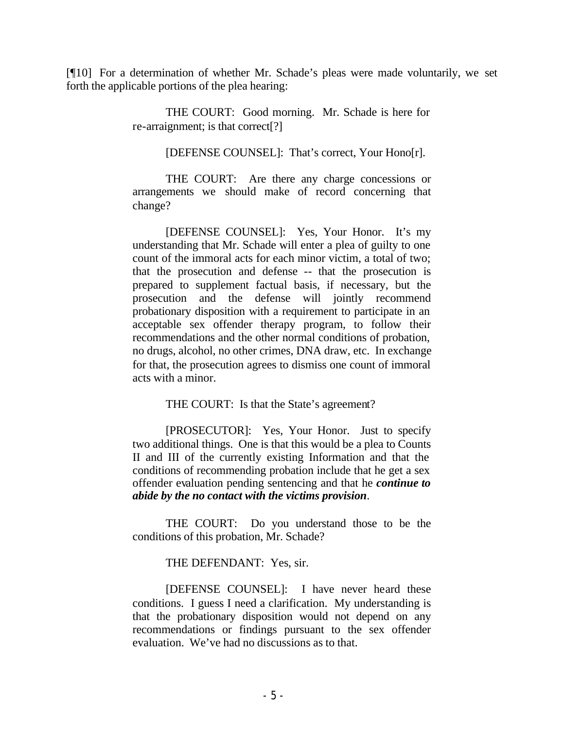[¶10] For a determination of whether Mr. Schade's pleas were made voluntarily, we set forth the applicable portions of the plea hearing:

> THE COURT: Good morning. Mr. Schade is here for re-arraignment; is that correct[?]
>
> [DEFENSE COUNSEL]: That's correct, Your Hono[r].
>
> THE COURT: Are there any charge concessions or arrangements we should make of record concerning that change?
>
> [DEFENSE COUNSEL]: Yes, Your Honor. It's my understanding that Mr. Schade will enter a plea of guilty to one count of the immoral acts for each minor victim, a total of two; that the prosecution and defense -- that the prosecution is prepared to supplement factual basis, if necessary, but the prosecution and the defense will jointly recommend probationary disposition with a requirement to participate in an acceptable sex offender therapy program, to follow their recommendations and the other normal conditions of probation, no drugs, alcohol, no other crimes, DNA draw, etc. In exchange for that, the prosecution agrees to dismiss one count of immoral acts with a minor.
>
> THE COURT: Is that the State's agreement?
>
> [PROSECUTOR]: Yes, Your Honor. Just to specify two additional things. One is that this would be a plea to Counts II and III of the currently existing Information and that the conditions of recommending probation include that he get a sex offender evaluation pending sentencing and that he ***continue to abide by the no contact with the victims provision***.
>
> THE COURT: Do you understand those to be the conditions of this probation, Mr. Schade?
>
> THE DEFENDANT: Yes, sir.
>
> [DEFENSE COUNSEL]: I have never heard these conditions. I guess I need a clarification. My understanding is that the probationary disposition would not depend on any recommendations or findings pursuant to the sex offender evaluation. We've had no discussions as to that.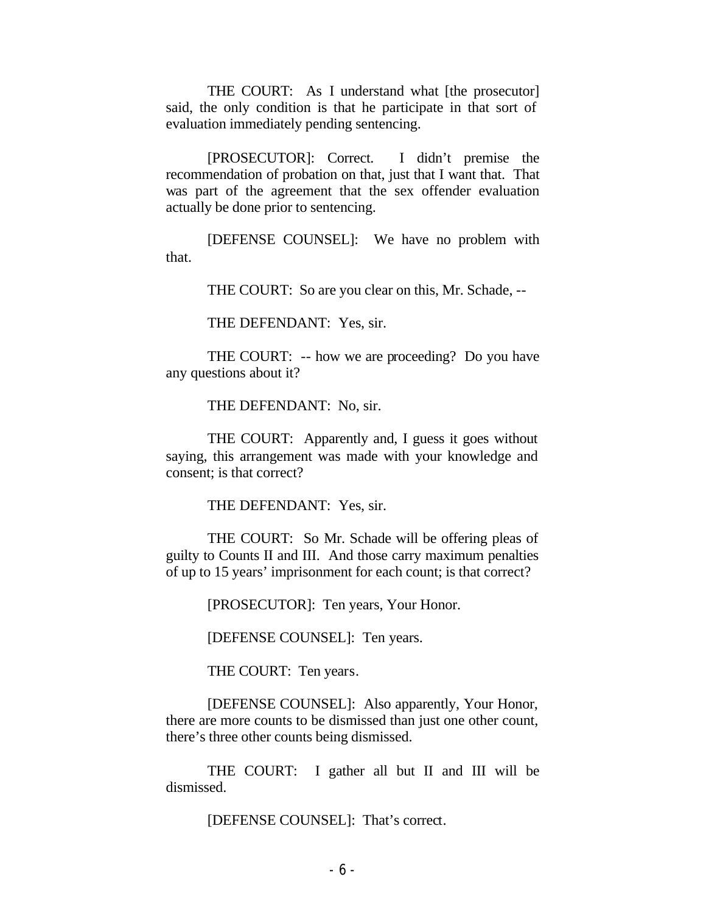THE COURT: As I understand what [the prosecutor] said, the only condition is that he participate in that sort of evaluation immediately pending sentencing.

[PROSECUTOR]: Correct. I didn't premise the recommendation of probation on that, just that I want that. That was part of the agreement that the sex offender evaluation actually be done prior to sentencing.

[DEFENSE COUNSEL]: We have no problem with that.

THE COURT: So are you clear on this, Mr. Schade, --

THE DEFENDANT: Yes, sir.

THE COURT: -- how we are proceeding? Do you have any questions about it?

THE DEFENDANT: No, sir.

THE COURT: Apparently and, I guess it goes without saying, this arrangement was made with your knowledge and consent; is that correct?

THE DEFENDANT: Yes, sir.

THE COURT: So Mr. Schade will be offering pleas of guilty to Counts II and III. And those carry maximum penalties of up to 15 years' imprisonment for each count; is that correct?

[PROSECUTOR]: Ten years, Your Honor.

[DEFENSE COUNSEL]: Ten years.

THE COURT: Ten years.

[DEFENSE COUNSEL]: Also apparently, Your Honor, there are more counts to be dismissed than just one other count, there's three other counts being dismissed.

THE COURT: I gather all but II and III will be dismissed.

[DEFENSE COUNSEL]: That's correct.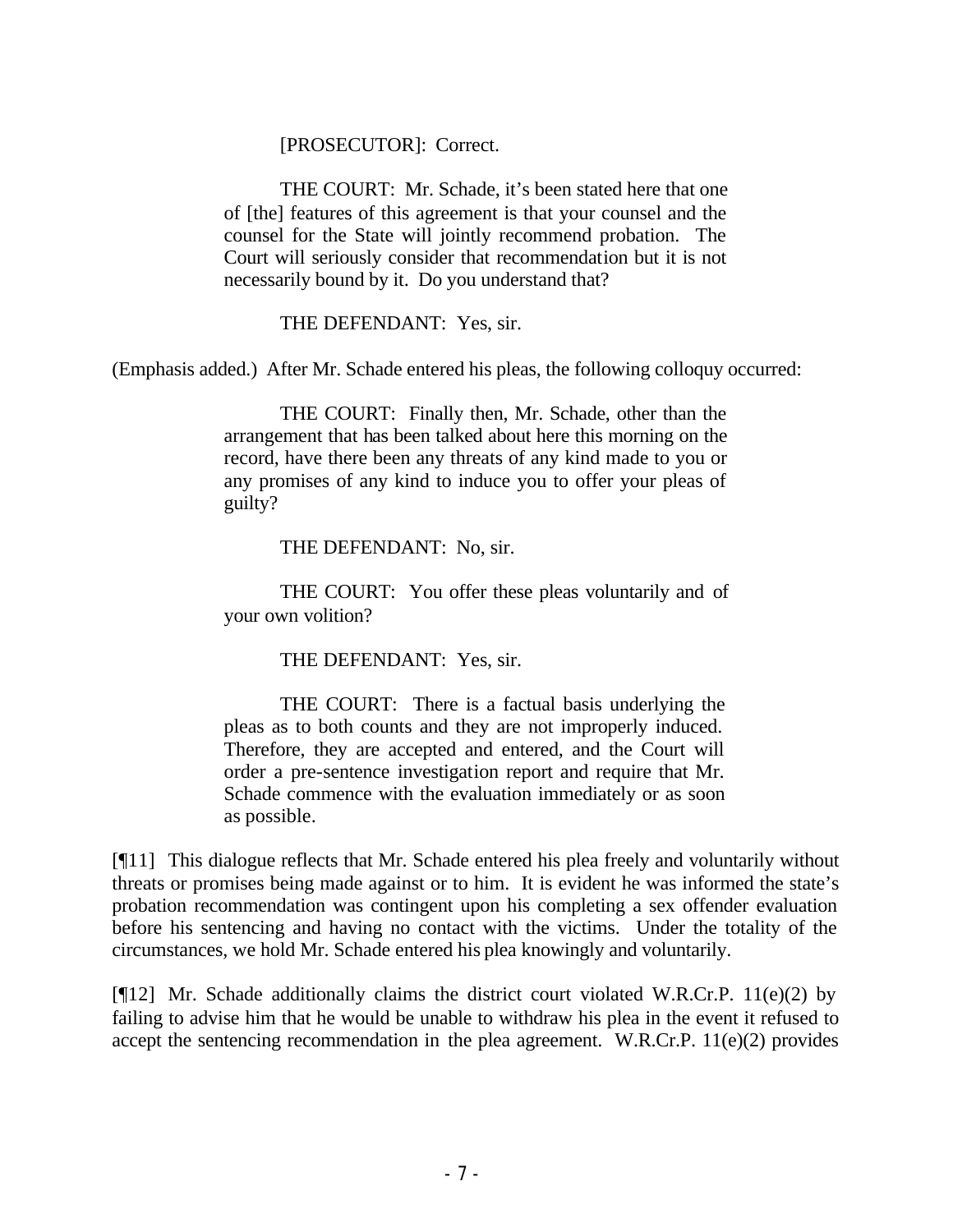> [PROSECUTOR]: Correct.
>
> THE COURT: Mr. Schade, it's been stated here that one of [the] features of this agreement is that your counsel and the counsel for the State will jointly recommend probation. The Court will seriously consider that recommendation but it is not necessarily bound by it. Do you understand that?
>
> THE DEFENDANT: Yes, sir.

(Emphasis added.) After Mr. Schade entered his pleas, the following colloquy occurred:

> THE COURT: Finally then, Mr. Schade, other than the arrangement that has been talked about here this morning on the record, have there been any threats of any kind made to you or any promises of any kind to induce you to offer your pleas of guilty?
>
> THE DEFENDANT: No, sir.
>
> THE COURT: You offer these pleas voluntarily and of your own volition?
>
> THE DEFENDANT: Yes, sir.
>
> THE COURT: There is a factual basis underlying the pleas as to both counts and they are not improperly induced. Therefore, they are accepted and entered, and the Court will order a pre-sentence investigation report and require that Mr. Schade commence with the evaluation immediately or as soon as possible.

[¶11] This dialogue reflects that Mr. Schade entered his plea freely and voluntarily without threats or promises being made against or to him. It is evident he was informed the state's probation recommendation was contingent upon his completing a sex offender evaluation before his sentencing and having no contact with the victims. Under the totality of the circumstances, we hold Mr. Schade entered his plea knowingly and voluntarily.

[¶12] Mr. Schade additionally claims the district court violated W.R.Cr.P. 11(e)(2) by failing to advise him that he would be unable to withdraw his plea in the event it refused to accept the sentencing recommendation in the plea agreement. W.R.Cr.P. 11(e)(2) provides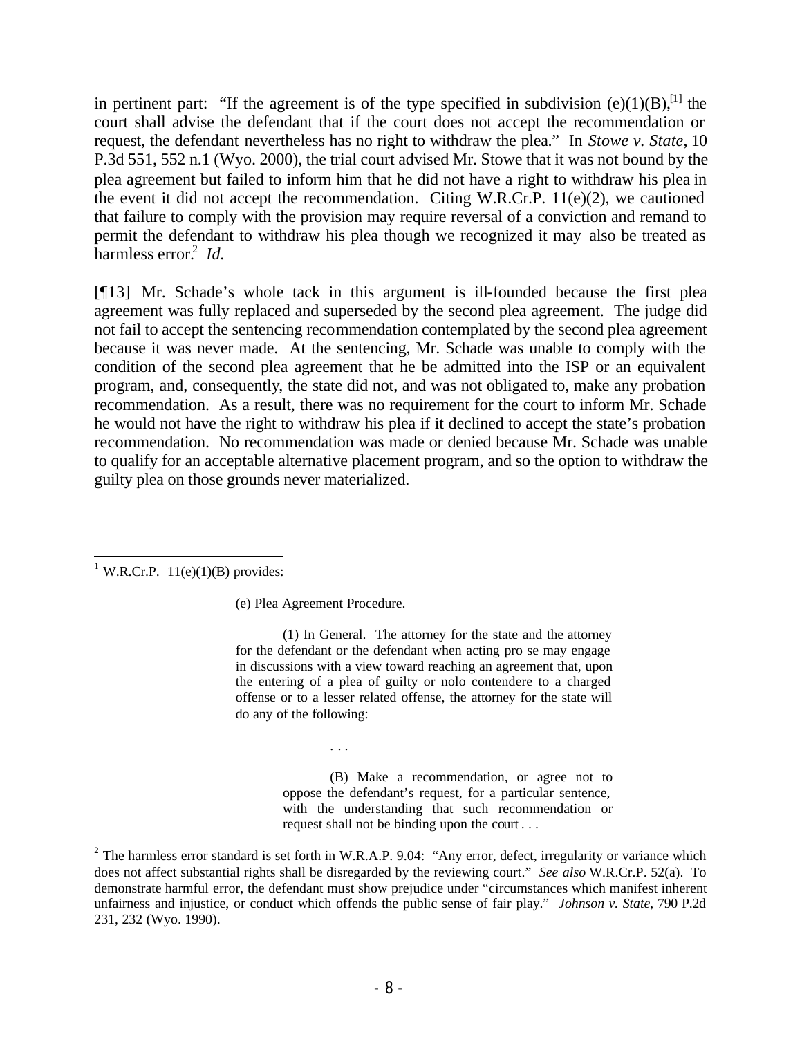in pertinent part: "If the agreement is of the type specified in subdivision (e)(1)(B),[1] the court shall advise the defendant that if the court does not accept the recommendation or request, the defendant nevertheless has no right to withdraw the plea." In *Stowe v. State*, 10 P.3d 551, 552 n.1 (Wyo. 2000), the trial court advised Mr. Stowe that it was not bound by the plea agreement but failed to inform him that he did not have a right to withdraw his plea in the event it did not accept the recommendation. Citing W.R.Cr.P. 11(e)(2), we cautioned that failure to comply with the provision may require reversal of a conviction and remand to permit the defendant to withdraw his plea though we recognized it may also be treated as harmless error.[2] *Id.*

[¶13] Mr. Schade's whole tack in this argument is ill-founded because the first plea agreement was fully replaced and superseded by the second plea agreement. The judge did not fail to accept the sentencing recommendation contemplated by the second plea agreement because it was never made. At the sentencing, Mr. Schade was unable to comply with the condition of the second plea agreement that he be admitted into the ISP or an equivalent program, and, consequently, the state did not, and was not obligated to, make any probation recommendation. As a result, there was no requirement for the court to inform Mr. Schade he would not have the right to withdraw his plea if it declined to accept the state's probation recommendation. No recommendation was made or denied because Mr. Schade was unable to qualify for an acceptable alternative placement program, and so the option to withdraw the guilty plea on those grounds never materialized.

---

[1] W.R.Cr.P. 11(e)(1)(B) provides:

> (e) Plea Agreement Procedure.
>
> (1) In General. The attorney for the state and the attorney for the defendant or the defendant when acting pro se may engage in discussions with a view toward reaching an agreement that, upon the entering of a plea of guilty or nolo contendere to a charged offense or to a lesser related offense, the attorney for the state will do any of the following:
>
> . . .
>
> (B) Make a recommendation, or agree not to oppose the defendant's request, for a particular sentence, with the understanding that such recommendation or request shall not be binding upon the court . . .

[2] The harmless error standard is set forth in W.R.A.P. 9.04: "Any error, defect, irregularity or variance which does not affect substantial rights shall be disregarded by the reviewing court." *See also* W.R.Cr.P. 52(a). To demonstrate harmful error, the defendant must show prejudice under "circumstances which manifest inherent unfairness and injustice, or conduct which offends the public sense of fair play." *Johnson v. State*, 790 P.2d 231, 232 (Wyo. 1990).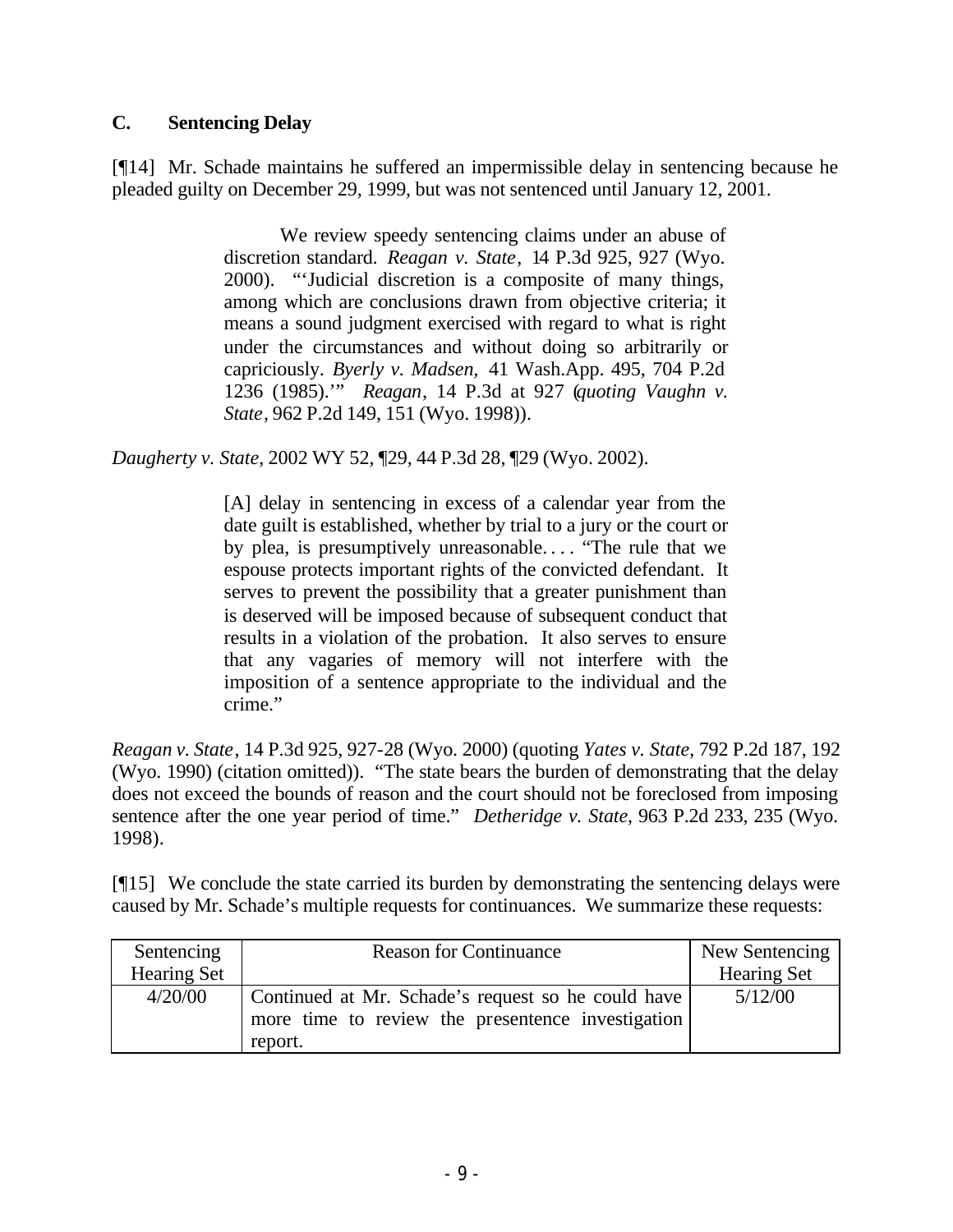### C. Sentencing Delay

[¶14] Mr. Schade maintains he suffered an impermissible delay in sentencing because he pleaded guilty on December 29, 1999, but was not sentenced until January 12, 2001.

> We review speedy sentencing claims under an abuse of discretion standard. *Reagan v. State*, 14 P.3d 925, 927 (Wyo. 2000). "'Judicial discretion is a composite of many things, among which are conclusions drawn from objective criteria; it means a sound judgment exercised with regard to what is right under the circumstances and without doing so arbitrarily or capriciously. *Byerly v. Madsen*, 41 Wash.App. 495, 704 P.2d 1236 (1985).'" *Reagan*, 14 P.3d at 927 (*quoting Vaughn v. State*, 962 P.2d 149, 151 (Wyo. 1998)).

*Daugherty v. State*, 2002 WY 52, ¶29, 44 P.3d 28, ¶29 (Wyo. 2002).

> [A] delay in sentencing in excess of a calendar year from the date guilt is established, whether by trial to a jury or the court or by plea, is presumptively unreasonable. . . . "The rule that we espouse protects important rights of the convicted defendant. It serves to prevent the possibility that a greater punishment than is deserved will be imposed because of subsequent conduct that results in a violation of the probation. It also serves to ensure that any vagaries of memory will not interfere with the imposition of a sentence appropriate to the individual and the crime."

*Reagan v. State*, 14 P.3d 925, 927-28 (Wyo. 2000) (quoting *Yates v. State*, 792 P.2d 187, 192 (Wyo. 1990) (citation omitted)). "The state bears the burden of demonstrating that the delay does not exceed the bounds of reason and the court should not be foreclosed from imposing sentence after the one year period of time." *Detheridge v. State*, 963 P.2d 233, 235 (Wyo. 1998).

[¶15] We conclude the state carried its burden by demonstrating the sentencing delays were caused by Mr. Schade's multiple requests for continuances. We summarize these requests:

| Sentencing Hearing Set | Reason for Continuance | New Sentencing Hearing Set |
|---|---|---|
| 4/20/00 | Continued at Mr. Schade's request so he could have more time to review the presentence investigation report. | 5/12/00 |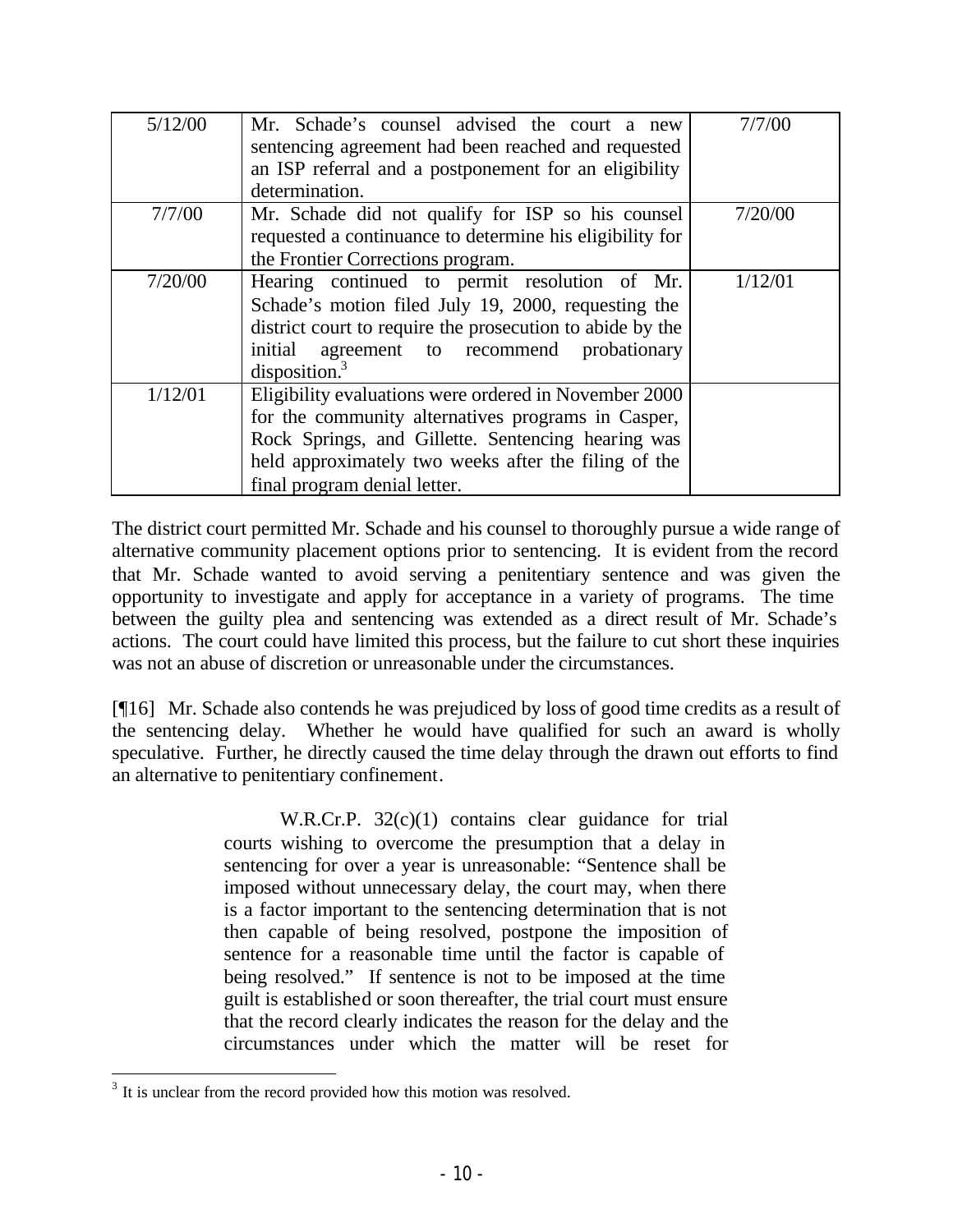| 5/12/00 | Mr. Schade's counsel advised the court a new sentencing agreement had been reached and requested an ISP referral and a postponement for an eligibility determination. | 7/7/00 |
|---|---|---|
| 7/7/00 | Mr. Schade did not qualify for ISP so his counsel requested a continuance to determine his eligibility for the Frontier Corrections program. | 7/20/00 |
| 7/20/00 | Hearing continued to permit resolution of Mr. Schade's motion filed July 19, 2000, requesting the district court to require the prosecution to abide by the initial agreement to recommend probationary disposition.[3] | 1/12/01 |
| 1/12/01 | Eligibility evaluations were ordered in November 2000 for the community alternatives programs in Casper, Rock Springs, and Gillette. Sentencing hearing was held approximately two weeks after the filing of the final program denial letter. | |

The district court permitted Mr. Schade and his counsel to thoroughly pursue a wide range of alternative community placement options prior to sentencing. It is evident from the record that Mr. Schade wanted to avoid serving a penitentiary sentence and was given the opportunity to investigate and apply for acceptance in a variety of programs. The time between the guilty plea and sentencing was extended as a direct result of Mr. Schade's actions. The court could have limited this process, but the failure to cut short these inquiries was not an abuse of discretion or unreasonable under the circumstances.

[¶16] Mr. Schade also contends he was prejudiced by loss of good time credits as a result of the sentencing delay. Whether he would have qualified for such an award is wholly speculative. Further, he directly caused the time delay through the drawn out efforts to find an alternative to penitentiary confinement.

> W.R.Cr.P. 32(c)(1) contains clear guidance for trial courts wishing to overcome the presumption that a delay in sentencing for over a year is unreasonable: "Sentence shall be imposed without unnecessary delay, the court may, when there is a factor important to the sentencing determination that is not then capable of being resolved, postpone the imposition of sentence for a reasonable time until the factor is capable of being resolved." If sentence is not to be imposed at the time guilt is established or soon thereafter, the trial court must ensure that the record clearly indicates the reason for the delay and the circumstances under which the matter will be reset for

[3] It is unclear from the record provided how this motion was resolved.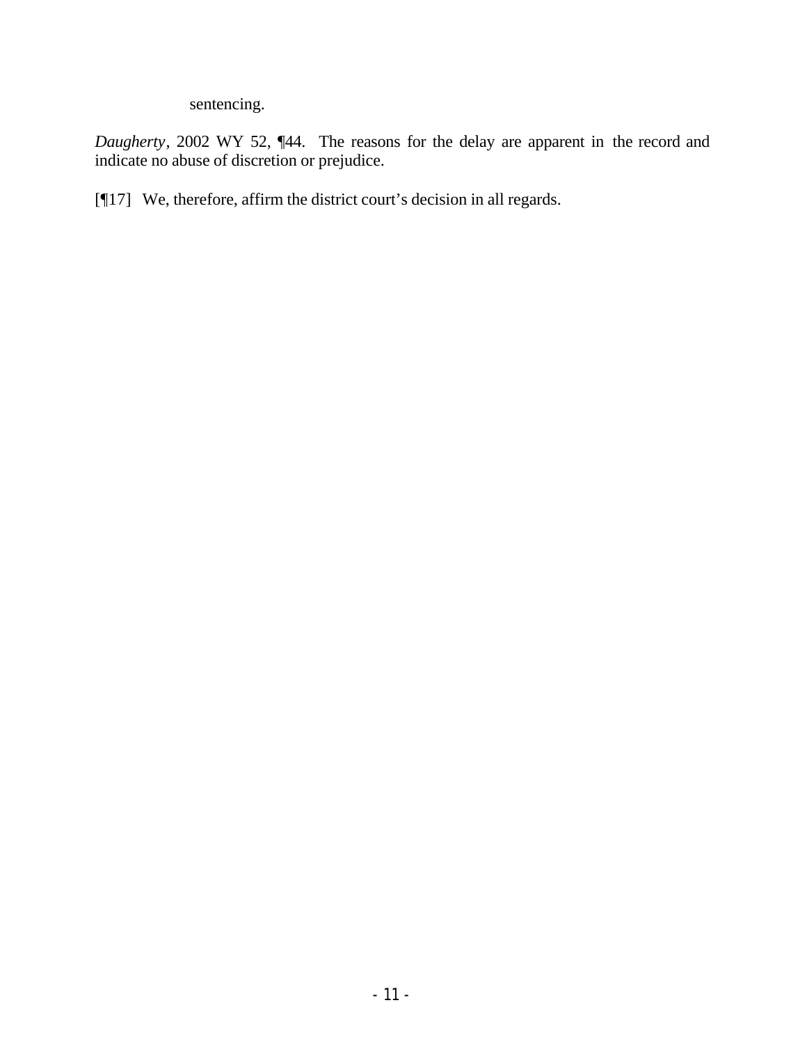sentencing.

*Daugherty*, 2002 WY 52, ¶44. The reasons for the delay are apparent in the record and indicate no abuse of discretion or prejudice.

[¶17] We, therefore, affirm the district court's decision in all regards.